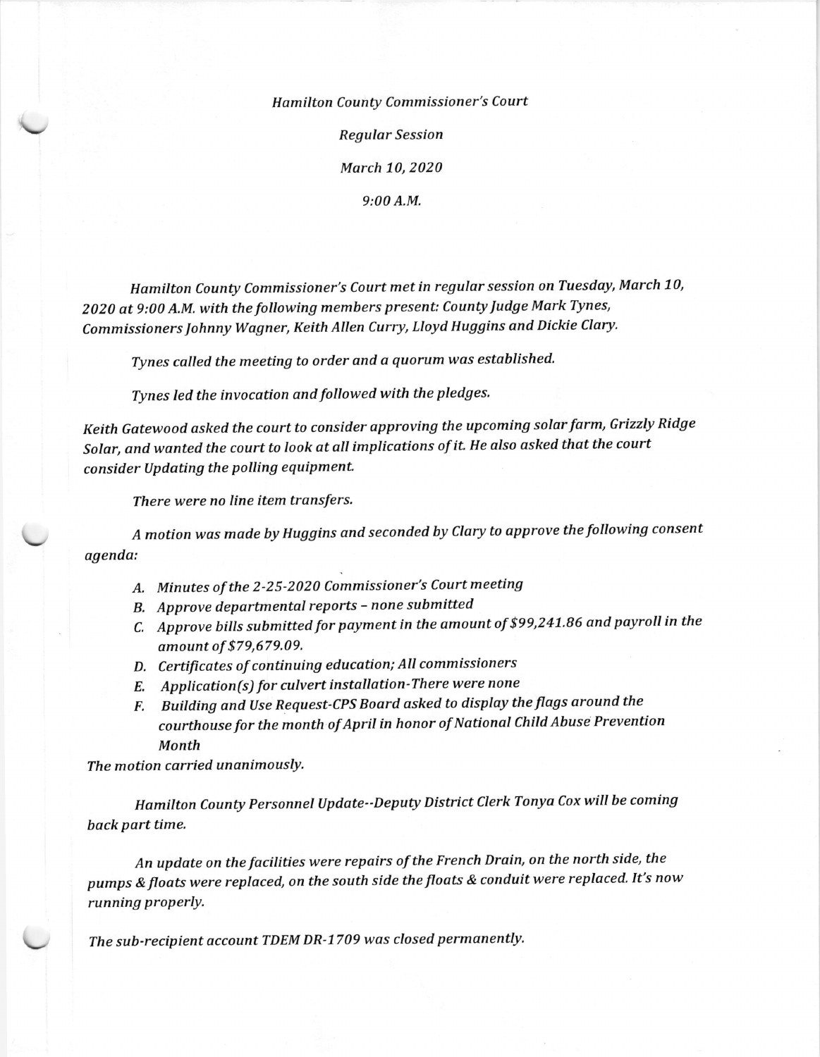*Hamilton County Commissioner's Court*

*Regular Session*

*March 10, 2020*

*9:00 A.M.*

*Hamilton County Commissioner's Court met in regular session on Tuesday, March 10, 2020 at 9:00 A.M. with the following members present: County Judge Mark Tynes, Commissioners Johnny Wagner, Keith Allen Curry, Lloyd Huggins and Dickie Clary.*

*Tynes called the meeting to order and a quorum was established.*

*Tynes led the invocation and followed with the pledges.*

*Keith Gatewood asked the court to consider approving the upcoming solar farm, Grizzly Ridge Solar, and wanted the court to look at all implications of it. He also asked that the court consider Updating the polling equipment.*

*There were no line item transfers.*

*A motion was made by Huggins and seconded by Clary to approve the following consent agenda:*

- *A. Minutes of the 2-25-2020 Commissioner's Court meeting*
- *B. Approve departmental reports – none submitted*
- *C. Approve bills submitted for payment in the amount of $99,241.86 and payroll in the amount of $79,679.09.*
- *D. Certificates of continuing education; All commissioners*
- *E. Application(s) for culvert installation-There were none*
- *F. Building and Use Request-CPS Board asked to display the flags around the courthouse for the month of April in honor of National Child Abuse Prevention Month*

*The motion carried unanimously.*

*Hamilton County Personnel Update--Deputy District Clerk Tonya Cox will be coming back part time.*

*An update on the facilities were repairs of the French Drain, on the north side, the pumps & floats were replaced, on the south side the floats & conduit were replaced. It's now running properly.*

*The sub-recipient account TDEM DR-1709 was closed permanently.*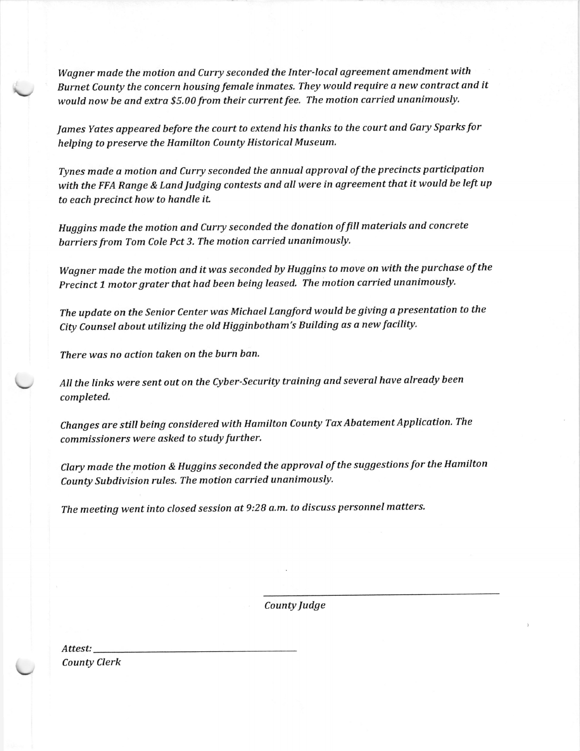*Wagner made the motion and Curry seconded the Inter-local agreement amendment with Burnet County the concern housing female inmates. They would require a new contract and it would now be and extra $5.00 from their current fee. The motion carried unanimously.*

*James Yates appeared before the court to extend his thanks to the court and Gary Sparks for helping to preserve the Hamilton County Historical Museum.*

*Tynes made a motion and Curry seconded the annual approval of the precincts participation with the FFA Range & Land Judging contests and all were in agreement that it would be left up to each precinct how to handle it.*

*Huggins made the motion and Curry seconded the donation of fill materials and concrete barriers from Tom Cole Pct 3. The motion carried unanimously.*

*Wagner made the motion and it was seconded by Huggins to move on with the purchase of the Precinct 1 motor grater that had been being leased. The motion carried unanimously.*

*The update on the Senior Center was Michael Langford would be giving a presentation to the City Counsel about utilizing the old Higginbotham's Building as a new facility.*

*There was no action taken on the burn ban.*

*All the links were sent out on the Cyber-Security training and several have already been completed.*

*Changes are still being considered with Hamilton County Tax Abatement Application. The commissioners were asked to study further.*

*Clary made the motion & Huggins seconded the approval of the suggestions for the Hamilton County Subdivision rules. The motion carried unanimously.*

*The meeting went into closed session at 9:28 a.m. to discuss personnel matters.*

\_\_\_\_\_\_\_\_\_\_\_\_\_\_\_\_\_\_\_\_\_\_\_\_\_\_\_\_\_\_\_\_\_\_\_\_\_\_\_\_

*County Judge*

*Attest:* \_\_\_\_\_\_\_\_\_\_\_\_\_\_\_\_\_\_\_\_\_\_\_\_\_\_\_\_\_\_\_\_\_\_\_\_\_\_\_\_

*County Clerk*